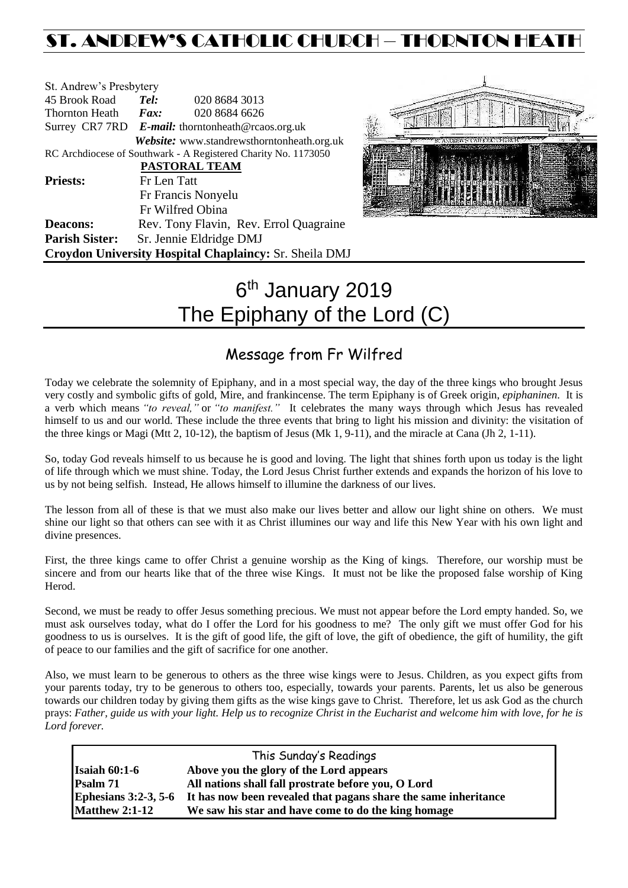# ST. ANDREW'S CATHOLIC CHURCH – THORNTON HEATH

St. Andrew's Presbytery
45 Brook Road *Tel:* 020 8684 3013
Thornton Heath *Fax:* 020 8684 6626
Surrey CR7 7RD *E-mail:* thorntonheath@rcaos.org.uk
*Website:* www.standrewsthorntonheath.org.uk
RC Archdiocese of Southwark - A Registered Charity No. 1173050

**PASTORAL TEAM**

**Priests:** Fr Len Tatt
Fr Francis Nonyelu
Fr Wilfred Obina

**Deacons:** Rev. Tony Flavin, Rev. Errol Quagraine

**Parish Sister:** Sr. Jennie Eldridge DMJ

**Croydon University Hospital Chaplaincy:** Sr. Sheila DMJ

# 6th January 2019
# The Epiphany of the Lord (C)

## Message from Fr Wilfred

Today we celebrate the solemnity of Epiphany, and in a most special way, the day of the three kings who brought Jesus very costly and symbolic gifts of gold, Mire, and frankincense. The term Epiphany is of Greek origin, *epiphaninen*. It is a verb which means *"to reveal,"* or *"to manifest."* It celebrates the many ways through which Jesus has revealed himself to us and our world. These include the three events that bring to light his mission and divinity: the visitation of the three kings or Magi (Mtt 2, 10-12), the baptism of Jesus (Mk 1, 9-11), and the miracle at Cana (Jh 2, 1-11).

So, today God reveals himself to us because he is good and loving. The light that shines forth upon us today is the light of life through which we must shine. Today, the Lord Jesus Christ further extends and expands the horizon of his love to us by not being selfish. Instead, He allows himself to illumine the darkness of our lives.

The lesson from all of these is that we must also make our lives better and allow our light shine on others. We must shine our light so that others can see with it as Christ illumines our way and life this New Year with his own light and divine presences.

First, the three kings came to offer Christ a genuine worship as the King of kings. Therefore, our worship must be sincere and from our hearts like that of the three wise Kings. It must not be like the proposed false worship of King Herod.

Second, we must be ready to offer Jesus something precious. We must not appear before the Lord empty handed. So, we must ask ourselves today, what do I offer the Lord for his goodness to me? The only gift we must offer God for his goodness to us is ourselves. It is the gift of good life, the gift of love, the gift of obedience, the gift of humility, the gift of peace to our families and the gift of sacrifice for one another.

Also, we must learn to be generous to others as the three wise kings were to Jesus. Children, as you expect gifts from your parents today, try to be generous to others too, especially, towards your parents. Parents, let us also be generous towards our children today by giving them gifts as the wise kings gave to Christ. Therefore, let us ask God as the church prays: *Father, guide us with your light. Help us to recognize Christ in the Eucharist and welcome him with love, for he is Lord forever.*

| This Sunday's Readings | |
|---|---|
| **Isaiah 60:1-6** | **Above you the glory of the Lord appears** |
| **Psalm 71** | **All nations shall fall prostrate before you, O Lord** |
| **Ephesians 3:2-3, 5-6** | **It has now been revealed that pagans share the same inheritance** |
| **Matthew 2:1-12** | **We saw his star and have come to do the king homage** |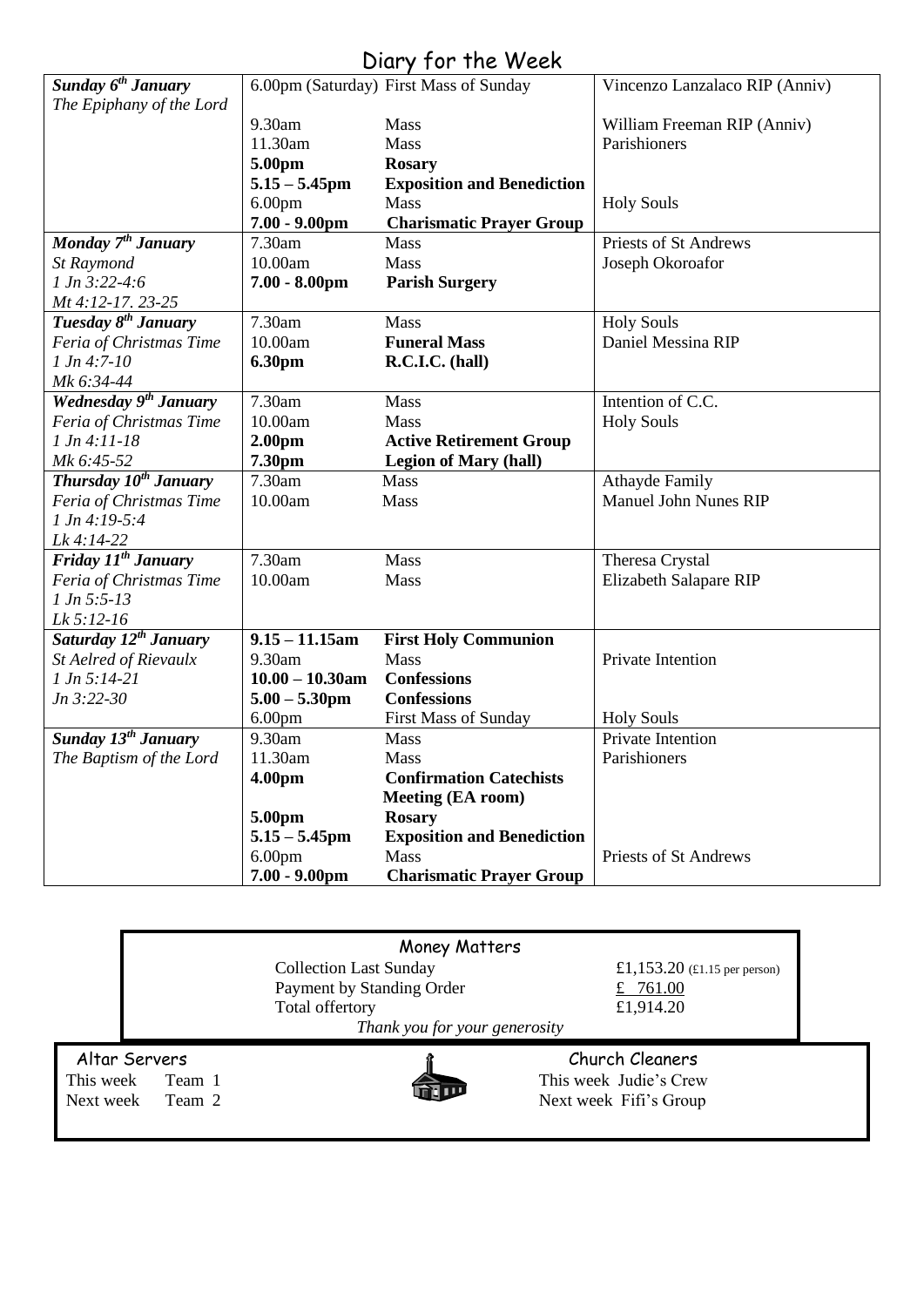# Diary for the Week

| Day | Time | Event | Intention |
|---|---|---|---|
| ***Sunday 6th January*** | 6.00pm (Saturday) | First Mass of Sunday | Vincenzo Lanzalaco RIP (Anniv) |
| *The Epiphany of the Lord* | | | |
| | 9.30am | Mass | William Freeman RIP (Anniv) |
| | 11.30am | Mass | Parishioners |
| | **5.00pm** | **Rosary** | |
| | **5.15 – 5.45pm** | **Exposition and Benediction** | |
| | 6.00pm | Mass | Holy Souls |
| | **7.00 - 9.00pm** | **Charismatic Prayer Group** | |
| ***Monday 7th January*** | 7.30am | Mass | Priests of St Andrews |
| *St Raymond* | 10.00am | Mass | Joseph Okoroafor |
| *1 Jn 3:22-4:6* | **7.00 - 8.00pm** | **Parish Surgery** | |
| *Mt 4:12-17. 23-25* | | | |
| ***Tuesday 8th January*** | 7.30am | Mass | Holy Souls |
| *Feria of Christmas Time* | 10.00am | **Funeral Mass** | Daniel Messina RIP |
| *1 Jn 4:7-10* | **6.30pm** | **R.C.I.C. (hall)** | |
| *Mk 6:34-44* | | | |
| ***Wednesday 9th January*** | 7.30am | Mass | Intention of C.C. |
| *Feria of Christmas Time* | 10.00am | Mass | Holy Souls |
| *1 Jn 4:11-18* | **2.00pm** | **Active Retirement Group** | |
| *Mk 6:45-52* | **7.30pm** | **Legion of Mary (hall)** | |
| ***Thursday 10th January*** | 7.30am | Mass | Athayde Family |
| *Feria of Christmas Time* | 10.00am | Mass | Manuel John Nunes RIP |
| *1 Jn 4:19-5:4* | | | |
| *Lk 4:14-22* | | | |
| ***Friday 11th January*** | 7.30am | Mass | Theresa Crystal |
| *Feria of Christmas Time* | 10.00am | Mass | Elizabeth Salapare RIP |
| *1 Jn 5:5-13* | | | |
| *Lk 5:12-16* | | | |
| ***Saturday 12th January*** | **9.15 – 11.15am** | **First Holy Communion** | |
| *St Aelred of Rievaulx* | 9.30am | Mass | Private Intention |
| *1 Jn 5:14-21* | **10.00 – 10.30am** | **Confessions** | |
| *Jn 3:22-30* | **5.00 – 5.30pm** | **Confessions** | |
| | 6.00pm | First Mass of Sunday | Holy Souls |
| ***Sunday 13th January*** | 9.30am | Mass | Private Intention |
| *The Baptism of the Lord* | 11.30am | Mass | Parishioners |
| | **4.00pm** | **Confirmation Catechists Meeting (EA room)** | |
| | **5.00pm** | **Rosary** | |
| | **5.15 – 5.45pm** | **Exposition and Benediction** | |
| | 6.00pm | Mass | Priests of St Andrews |
| | **7.00 - 9.00pm** | **Charismatic Prayer Group** | |

## Money Matters

| | |
|---|---|
| Collection Last Sunday | £1,153.20 (£1.15 per person) |
| Payment by Standing Order | £ 761.00 |
| Total offertory | £1,914.20 |

*Thank you for your generosity*

**Altar Servers**

This week Team 1
Next week Team 2

**Church Cleaners**

This week Judie's Crew
Next week Fifi's Group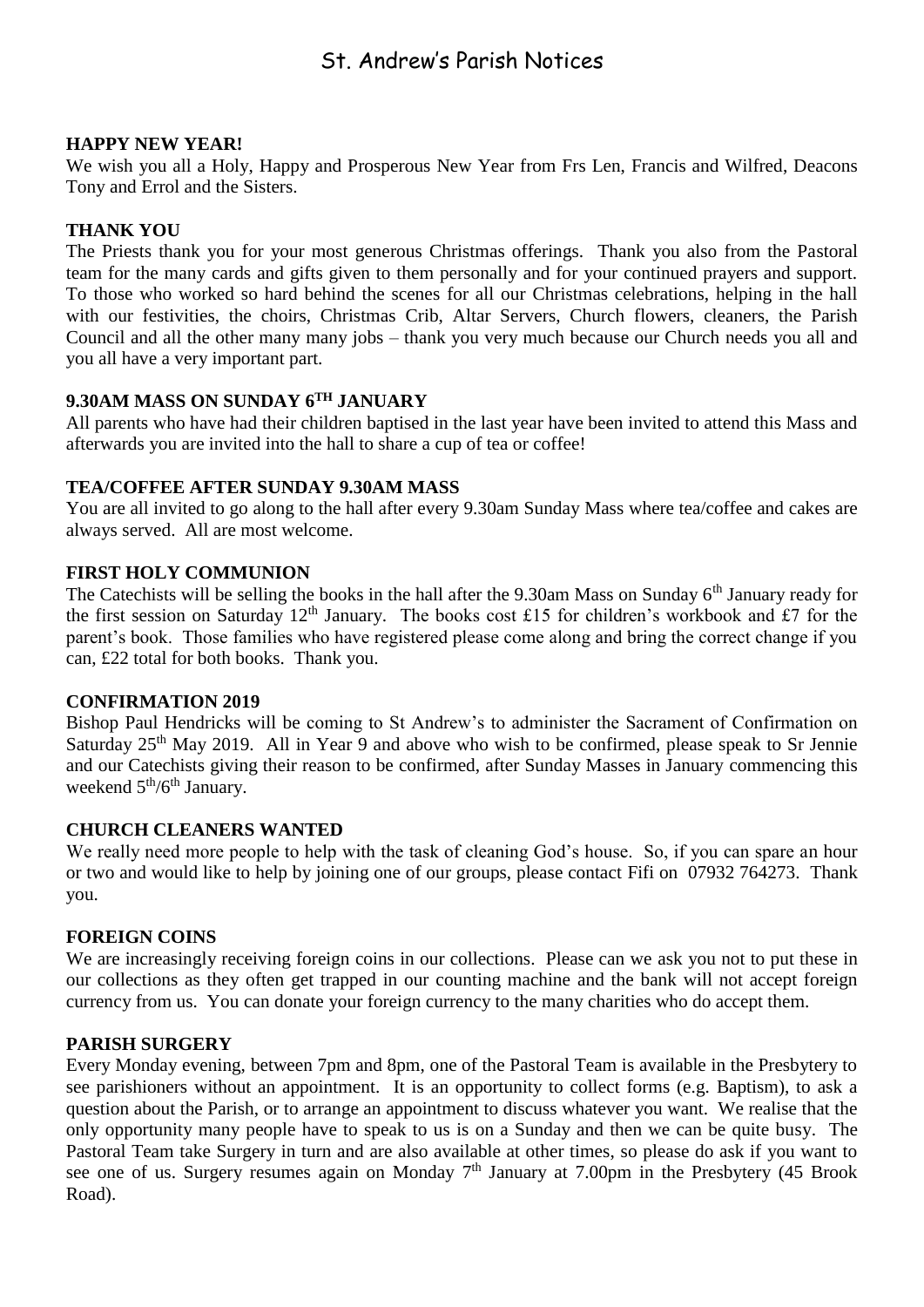# St. Andrew's Parish Notices

**HAPPY NEW YEAR!**

We wish you all a Holy, Happy and Prosperous New Year from Frs Len, Francis and Wilfred, Deacons Tony and Errol and the Sisters.

**THANK YOU**

The Priests thank you for your most generous Christmas offerings. Thank you also from the Pastoral team for the many cards and gifts given to them personally and for your continued prayers and support. To those who worked so hard behind the scenes for all our Christmas celebrations, helping in the hall with our festivities, the choirs, Christmas Crib, Altar Servers, Church flowers, cleaners, the Parish Council and all the other many many jobs – thank you very much because our Church needs you all and you all have a very important part.

**9.30AM MASS ON SUNDAY 6TH JANUARY**

All parents who have had their children baptised in the last year have been invited to attend this Mass and afterwards you are invited into the hall to share a cup of tea or coffee!

**TEA/COFFEE AFTER SUNDAY 9.30AM MASS**

You are all invited to go along to the hall after every 9.30am Sunday Mass where tea/coffee and cakes are always served. All are most welcome.

**FIRST HOLY COMMUNION**

The Catechists will be selling the books in the hall after the 9.30am Mass on Sunday 6th January ready for the first session on Saturday 12th January. The books cost £15 for children's workbook and £7 for the parent's book. Those families who have registered please come along and bring the correct change if you can, £22 total for both books. Thank you.

**CONFIRMATION 2019**

Bishop Paul Hendricks will be coming to St Andrew's to administer the Sacrament of Confirmation on Saturday 25th May 2019. All in Year 9 and above who wish to be confirmed, please speak to Sr Jennie and our Catechists giving their reason to be confirmed, after Sunday Masses in January commencing this weekend 5th/6th January.

**CHURCH CLEANERS WANTED**

We really need more people to help with the task of cleaning God's house. So, if you can spare an hour or two and would like to help by joining one of our groups, please contact Fifi on 07932 764273. Thank you.

**FOREIGN COINS**

We are increasingly receiving foreign coins in our collections. Please can we ask you not to put these in our collections as they often get trapped in our counting machine and the bank will not accept foreign currency from us. You can donate your foreign currency to the many charities who do accept them.

**PARISH SURGERY**

Every Monday evening, between 7pm and 8pm, one of the Pastoral Team is available in the Presbytery to see parishioners without an appointment. It is an opportunity to collect forms (e.g. Baptism), to ask a question about the Parish, or to arrange an appointment to discuss whatever you want. We realise that the only opportunity many people have to speak to us is on a Sunday and then we can be quite busy. The Pastoral Team take Surgery in turn and are also available at other times, so please do ask if you want to see one of us. Surgery resumes again on Monday 7th January at 7.00pm in the Presbytery (45 Brook Road).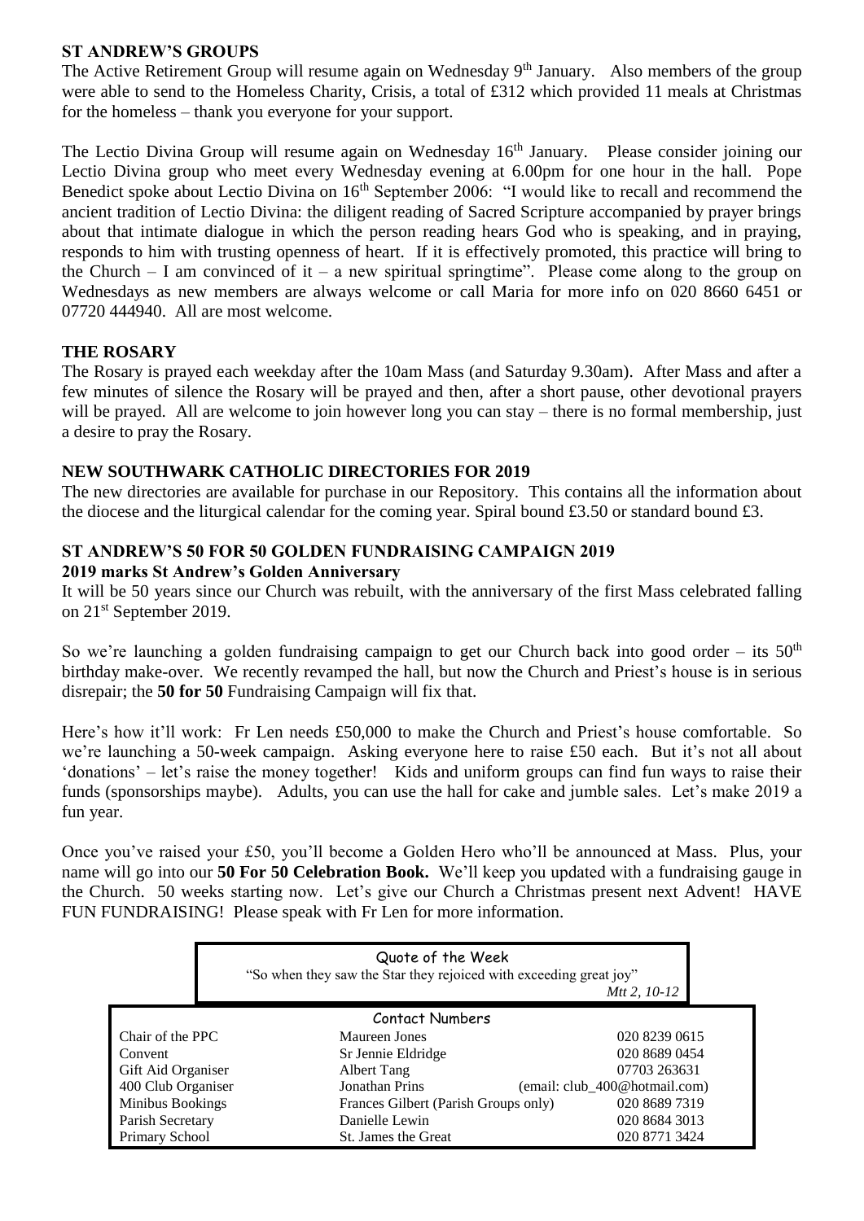## ST ANDREW'S GROUPS

The Active Retirement Group will resume again on Wednesday 9th January. Also members of the group were able to send to the Homeless Charity, Crisis, a total of £312 which provided 11 meals at Christmas for the homeless – thank you everyone for your support.

The Lectio Divina Group will resume again on Wednesday 16th January. Please consider joining our Lectio Divina group who meet every Wednesday evening at 6.00pm for one hour in the hall. Pope Benedict spoke about Lectio Divina on 16th September 2006: "I would like to recall and recommend the ancient tradition of Lectio Divina: the diligent reading of Sacred Scripture accompanied by prayer brings about that intimate dialogue in which the person reading hears God who is speaking, and in praying, responds to him with trusting openness of heart. If it is effectively promoted, this practice will bring to the Church – I am convinced of it – a new spiritual springtime". Please come along to the group on Wednesdays as new members are always welcome or call Maria for more info on 020 8660 6451 or 07720 444940. All are most welcome.

## THE ROSARY

The Rosary is prayed each weekday after the 10am Mass (and Saturday 9.30am). After Mass and after a few minutes of silence the Rosary will be prayed and then, after a short pause, other devotional prayers will be prayed. All are welcome to join however long you can stay – there is no formal membership, just a desire to pray the Rosary.

## NEW SOUTHWARK CATHOLIC DIRECTORIES FOR 2019

The new directories are available for purchase in our Repository. This contains all the information about the diocese and the liturgical calendar for the coming year. Spiral bound £3.50 or standard bound £3.

## ST ANDREW'S 50 FOR 50 GOLDEN FUNDRAISING CAMPAIGN 2019

**2019 marks St Andrew's Golden Anniversary**

It will be 50 years since our Church was rebuilt, with the anniversary of the first Mass celebrated falling on 21st September 2019.

So we're launching a golden fundraising campaign to get our Church back into good order – its 50th birthday make-over. We recently revamped the hall, but now the Church and Priest's house is in serious disrepair; the **50 for 50** Fundraising Campaign will fix that.

Here's how it'll work: Fr Len needs £50,000 to make the Church and Priest's house comfortable. So we're launching a 50-week campaign. Asking everyone here to raise £50 each. But it's not all about 'donations' – let's raise the money together! Kids and uniform groups can find fun ways to raise their funds (sponsorships maybe). Adults, you can use the hall for cake and jumble sales. Let's make 2019 a fun year.

Once you've raised your £50, you'll become a Golden Hero who'll be announced at Mass. Plus, your name will go into our **50 For 50 Celebration Book.** We'll keep you updated with a fundraising gauge in the Church. 50 weeks starting now. Let's give our Church a Christmas present next Advent! HAVE FUN FUNDRAISING! Please speak with Fr Len for more information.

Quote of the Week

"So when they saw the Star they rejoiced with exceeding great joy"
*Mtt 2, 10-12*

Contact Numbers

| | | |
|---|---|---|
| Chair of the PPC | Maureen Jones | 020 8239 0615 |
| Convent | Sr Jennie Eldridge | 020 8689 0454 |
| Gift Aid Organiser | Albert Tang | 07703 263631 |
| 400 Club Organiser | Jonathan Prins | (email: club_400@hotmail.com) |
| Minibus Bookings | Frances Gilbert (Parish Groups only) | 020 8689 7319 |
| Parish Secretary | Danielle Lewin | 020 8684 3013 |
| Primary School | St. James the Great | 020 8771 3424 |